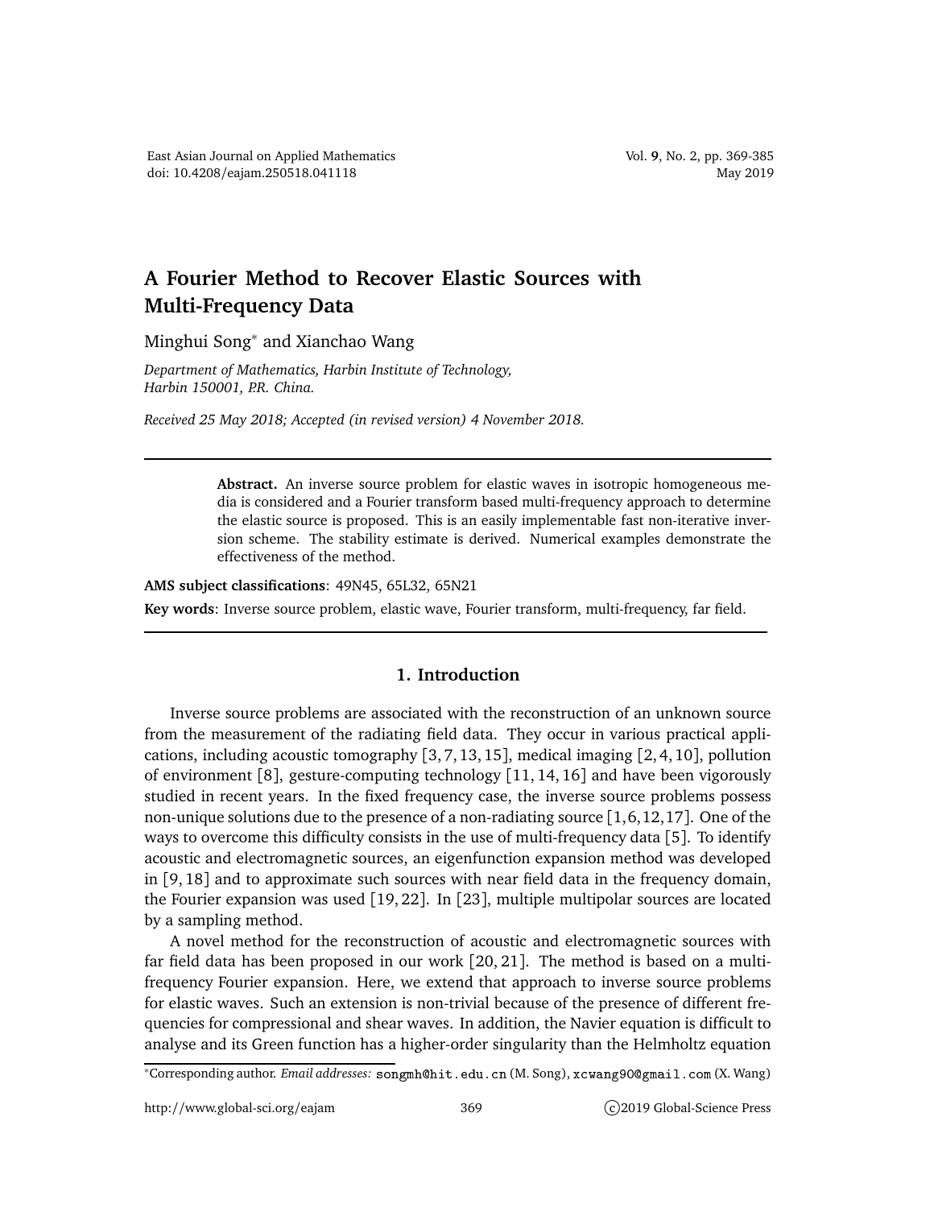# A Fourier Method to Recover Elastic Sources with Multi-Frequency Data

Minghui Song* and Xianchao Wang

*Department of Mathematics, Harbin Institute of Technology, Harbin 150001, P.R. China.*

*Received 25 May 2018; Accepted (in revised version) 4 November 2018.*

---

> **Abstract.** An inverse source problem for elastic waves in isotropic homogeneous media is considered and a Fourier transform based multi-frequency approach to determine the elastic source is proposed. This is an easily implementable fast non-iterative inversion scheme. The stability estimate is derived. Numerical examples demonstrate the effectiveness of the method.

**AMS subject classifications**: 49N45, 65L32, 65N21

**Key words**: Inverse source problem, elastic wave, Fourier transform, multi-frequency, far field.

---

## 1. Introduction

Inverse source problems are associated with the reconstruction of an unknown source from the measurement of the radiating field data. They occur in various practical applications, including acoustic tomography [3, 7, 13, 15], medical imaging [2, 4, 10], pollution of environment [8], gesture-computing technology [11, 14, 16] and have been vigorously studied in recent years. In the fixed frequency case, the inverse source problems possess non-unique solutions due to the presence of a non-radiating source [1, 6, 12, 17]. One of the ways to overcome this difficulty consists in the use of multi-frequency data [5]. To identify acoustic and electromagnetic sources, an eigenfunction expansion method was developed in [9, 18] and to approximate such sources with near field data in the frequency domain, the Fourier expansion was used [19, 22]. In [23], multiple multipolar sources are located by a sampling method.

A novel method for the reconstruction of acoustic and electromagnetic sources with far field data has been proposed in our work [20, 21]. The method is based on a multi-frequency Fourier expansion. Here, we extend that approach to inverse source problems for elastic waves. Such an extension is non-trivial because of the presence of different frequencies for compressional and shear waves. In addition, the Navier equation is difficult to analyse and its Green function has a higher-order singularity than the Helmholtz equation

*Corresponding author. *Email addresses:* songmh@hit.edu.cn (M. Song), xcwang90@gmail.com (X. Wang)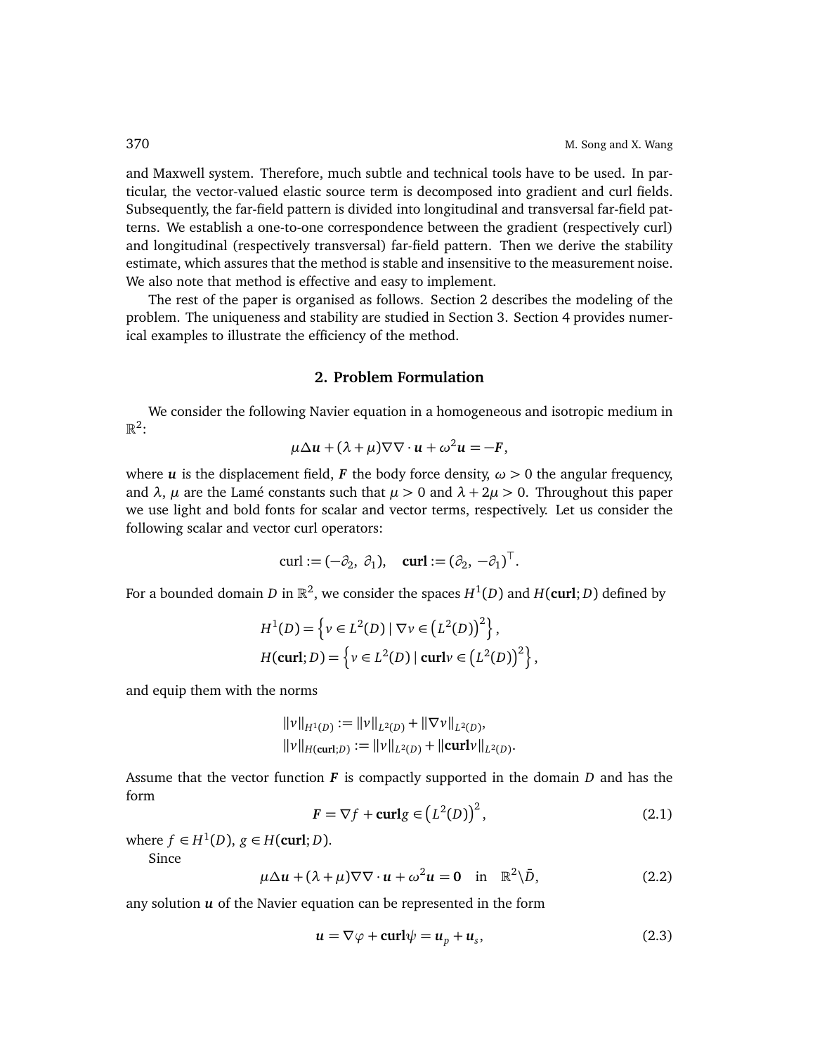and Maxwell system. Therefore, much subtle and technical tools have to be used. In particular, the vector-valued elastic source term is decomposed into gradient and curl fields. Subsequently, the far-field pattern is divided into longitudinal and transversal far-field patterns. We establish a one-to-one correspondence between the gradient (respectively curl) and longitudinal (respectively transversal) far-field pattern. Then we derive the stability estimate, which assures that the method is stable and insensitive to the measurement noise. We also note that method is effective and easy to implement.

The rest of the paper is organised as follows. Section 2 describes the modeling of the problem. The uniqueness and stability are studied in Section 3. Section 4 provides numerical examples to illustrate the efficiency of the method.

## 2. Problem Formulation

We consider the following Navier equation in a homogeneous and isotropic medium in $\mathbb{R}^2$:

$$\mu\Delta \boldsymbol{u} + (\lambda+\mu)\nabla\nabla\cdot\boldsymbol{u} + \omega^2\boldsymbol{u} = -\boldsymbol{F},$$

where $\boldsymbol{u}$ is the displacement field, $\boldsymbol{F}$ the body force density, $\omega > 0$ the angular frequency, and $\lambda$, $\mu$ are the Lamé constants such that $\mu > 0$ and $\lambda + 2\mu > 0$. Throughout this paper we use light and bold fonts for scalar and vector terms, respectively. Let us consider the following scalar and vector curl operators:

$$\mathrm{curl} := (-\partial_2,\ \partial_1), \quad \mathbf{curl} := (\partial_2,\ -\partial_1)^\top.$$

For a bounded domain $D$ in $\mathbb{R}^2$, we consider the spaces $H^1(D)$ and $H(\mathbf{curl};D)$ defined by

$$H^1(D) = \left\{ v \in L^2(D) \mid \nabla v \in \left(L^2(D)\right)^2 \right\},$$
$$H(\mathbf{curl};D) = \left\{ v \in L^2(D) \mid \mathbf{curl} v \in \left(L^2(D)\right)^2 \right\},$$

and equip them with the norms

$$\|v\|_{H^1(D)} := \|v\|_{L^2(D)} + \|\nabla v\|_{L^2(D)},$$
$$\|v\|_{H(\mathbf{curl};D)} := \|v\|_{L^2(D)} + \|\mathbf{curl} v\|_{L^2(D)}.$$

Assume that the vector function $\boldsymbol{F}$ is compactly supported in the domain $D$ and has the form

$$\boldsymbol{F} = \nabla f + \mathbf{curl} g \in \left(L^2(D)\right)^2, \tag{2.1}$$

where $f \in H^1(D)$, $g \in H(\mathbf{curl};D)$.

Since

$$\mu\Delta \boldsymbol{u} + (\lambda+\mu)\nabla\nabla\cdot\boldsymbol{u} + \omega^2\boldsymbol{u} = \boldsymbol{0} \quad \text{in} \quad \mathbb{R}^2\backslash\bar{D}, \tag{2.2}$$

any solution $\boldsymbol{u}$ of the Navier equation can be represented in the form

$$\boldsymbol{u} = \nabla\varphi + \mathbf{curl}\psi = \boldsymbol{u}_p + \boldsymbol{u}_s, \tag{2.3}$$